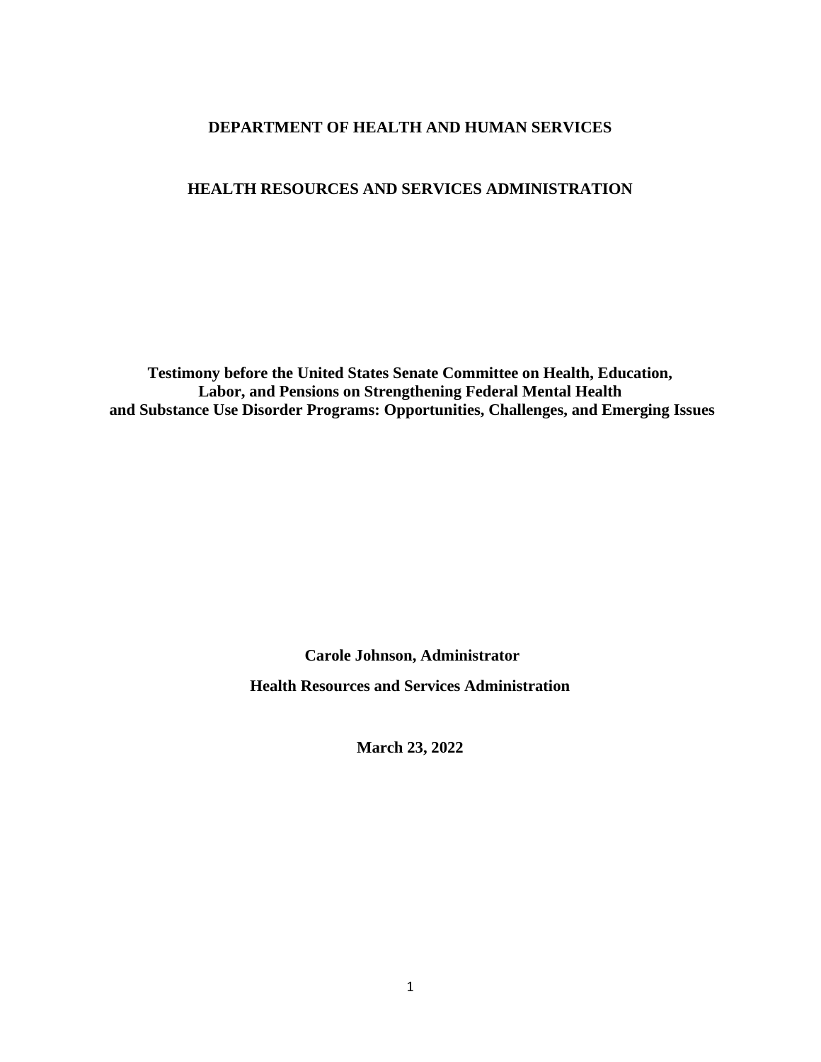**DEPARTMENT OF HEALTH AND HUMAN SERVICES**

**HEALTH RESOURCES AND SERVICES ADMINISTRATION**

**Testimony before the United States Senate Committee on Health, Education, Labor, and Pensions on Strengthening Federal Mental Health and Substance Use Disorder Programs: Opportunities, Challenges, and Emerging Issues**

**Carole Johnson, Administrator**

**Health Resources and Services Administration**

**March 23, 2022**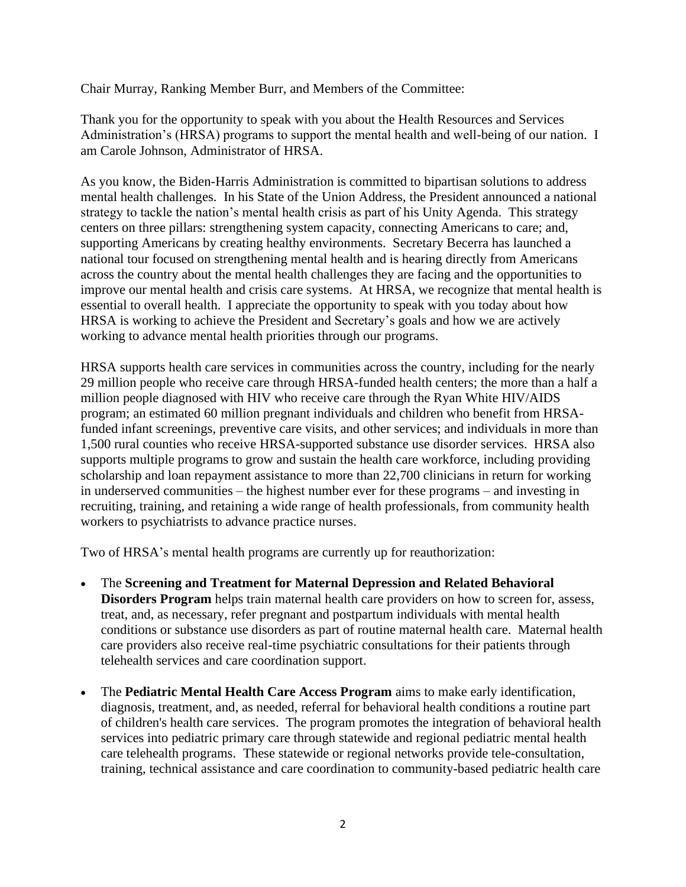Chair Murray, Ranking Member Burr, and Members of the Committee:

Thank you for the opportunity to speak with you about the Health Resources and Services Administration's (HRSA) programs to support the mental health and well-being of our nation. I am Carole Johnson, Administrator of HRSA.

As you know, the Biden-Harris Administration is committed to bipartisan solutions to address mental health challenges. In his State of the Union Address, the President announced a national strategy to tackle the nation's mental health crisis as part of his Unity Agenda. This strategy centers on three pillars: strengthening system capacity, connecting Americans to care; and, supporting Americans by creating healthy environments. Secretary Becerra has launched a national tour focused on strengthening mental health and is hearing directly from Americans across the country about the mental health challenges they are facing and the opportunities to improve our mental health and crisis care systems. At HRSA, we recognize that mental health is essential to overall health. I appreciate the opportunity to speak with you today about how HRSA is working to achieve the President and Secretary's goals and how we are actively working to advance mental health priorities through our programs.

HRSA supports health care services in communities across the country, including for the nearly 29 million people who receive care through HRSA-funded health centers; the more than a half a million people diagnosed with HIV who receive care through the Ryan White HIV/AIDS program; an estimated 60 million pregnant individuals and children who benefit from HRSA-funded infant screenings, preventive care visits, and other services; and individuals in more than 1,500 rural counties who receive HRSA-supported substance use disorder services. HRSA also supports multiple programs to grow and sustain the health care workforce, including providing scholarship and loan repayment assistance to more than 22,700 clinicians in return for working in underserved communities – the highest number ever for these programs – and investing in recruiting, training, and retaining a wide range of health professionals, from community health workers to psychiatrists to advance practice nurses.

Two of HRSA's mental health programs are currently up for reauthorization:

- The **Screening and Treatment for Maternal Depression and Related Behavioral Disorders Program** helps train maternal health care providers on how to screen for, assess, treat, and, as necessary, refer pregnant and postpartum individuals with mental health conditions or substance use disorders as part of routine maternal health care. Maternal health care providers also receive real-time psychiatric consultations for their patients through telehealth services and care coordination support.

- The **Pediatric Mental Health Care Access Program** aims to make early identification, diagnosis, treatment, and, as needed, referral for behavioral health conditions a routine part of children's health care services. The program promotes the integration of behavioral health services into pediatric primary care through statewide and regional pediatric mental health care telehealth programs. These statewide or regional networks provide tele-consultation, training, technical assistance and care coordination to community-based pediatric health care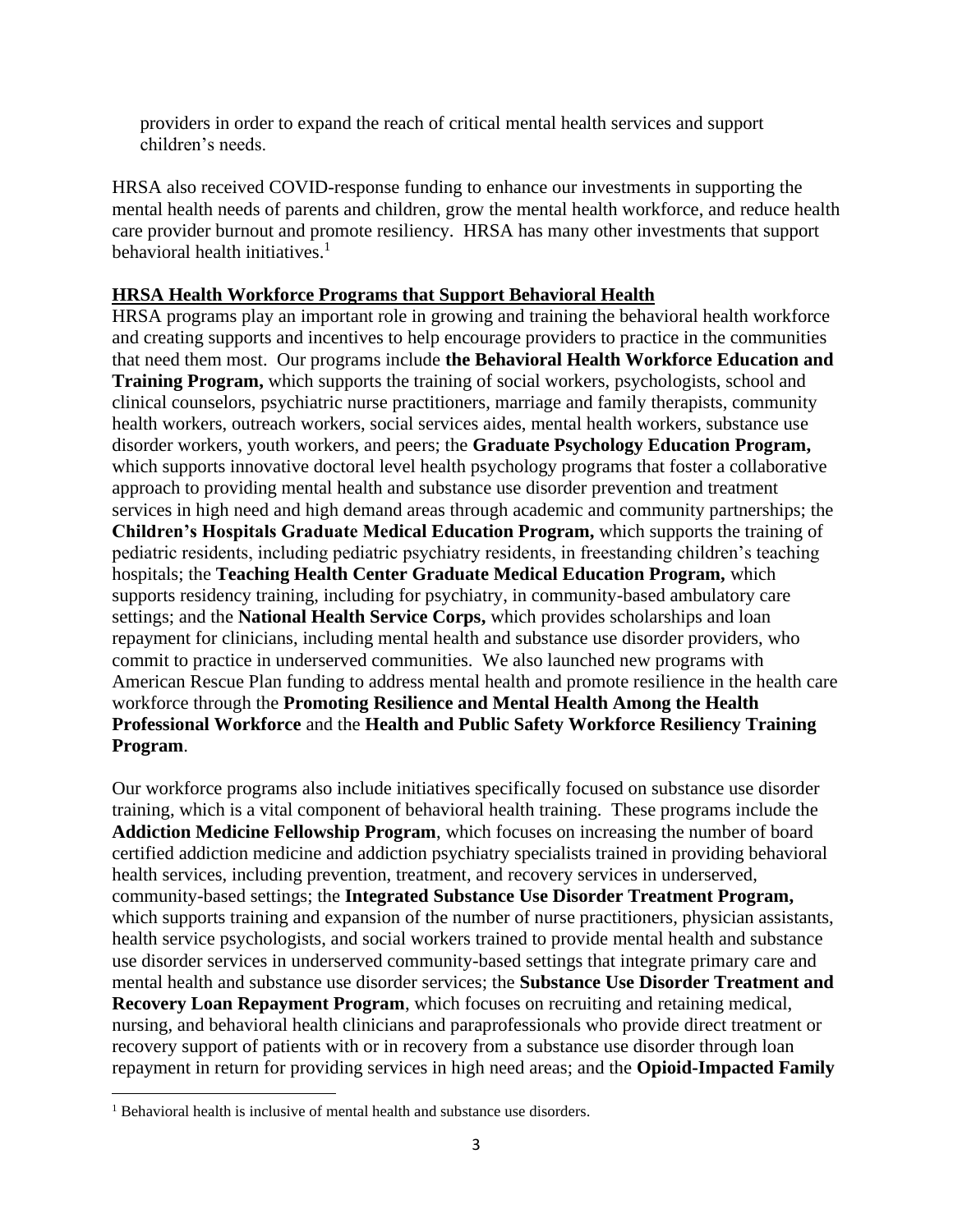providers in order to expand the reach of critical mental health services and support children's needs.

HRSA also received COVID-response funding to enhance our investments in supporting the mental health needs of parents and children, grow the mental health workforce, and reduce health care provider burnout and promote resiliency. HRSA has many other investments that support behavioral health initiatives.[1]

## HRSA Health Workforce Programs that Support Behavioral Health

HRSA programs play an important role in growing and training the behavioral health workforce and creating supports and incentives to help encourage providers to practice in the communities that need them most. Our programs include **the Behavioral Health Workforce Education and Training Program,** which supports the training of social workers, psychologists, school and clinical counselors, psychiatric nurse practitioners, marriage and family therapists, community health workers, outreach workers, social services aides, mental health workers, substance use disorder workers, youth workers, and peers; the **Graduate Psychology Education Program,** which supports innovative doctoral level health psychology programs that foster a collaborative approach to providing mental health and substance use disorder prevention and treatment services in high need and high demand areas through academic and community partnerships; the **Children's Hospitals Graduate Medical Education Program,** which supports the training of pediatric residents, including pediatric psychiatry residents, in freestanding children's teaching hospitals; the **Teaching Health Center Graduate Medical Education Program,** which supports residency training, including for psychiatry, in community-based ambulatory care settings; and the **National Health Service Corps,** which provides scholarships and loan repayment for clinicians, including mental health and substance use disorder providers, who commit to practice in underserved communities. We also launched new programs with American Rescue Plan funding to address mental health and promote resilience in the health care workforce through the **Promoting Resilience and Mental Health Among the Health Professional Workforce** and the **Health and Public Safety Workforce Resiliency Training Program**.

Our workforce programs also include initiatives specifically focused on substance use disorder training, which is a vital component of behavioral health training. These programs include the **Addiction Medicine Fellowship Program**, which focuses on increasing the number of board certified addiction medicine and addiction psychiatry specialists trained in providing behavioral health services, including prevention, treatment, and recovery services in underserved, community-based settings; the **Integrated Substance Use Disorder Treatment Program,** which supports training and expansion of the number of nurse practitioners, physician assistants, health service psychologists, and social workers trained to provide mental health and substance use disorder services in underserved community-based settings that integrate primary care and mental health and substance use disorder services; the **Substance Use Disorder Treatment and Recovery Loan Repayment Program**, which focuses on recruiting and retaining medical, nursing, and behavioral health clinicians and paraprofessionals who provide direct treatment or recovery support of patients with or in recovery from a substance use disorder through loan repayment in return for providing services in high need areas; and the **Opioid-Impacted Family**

[1] Behavioral health is inclusive of mental health and substance use disorders.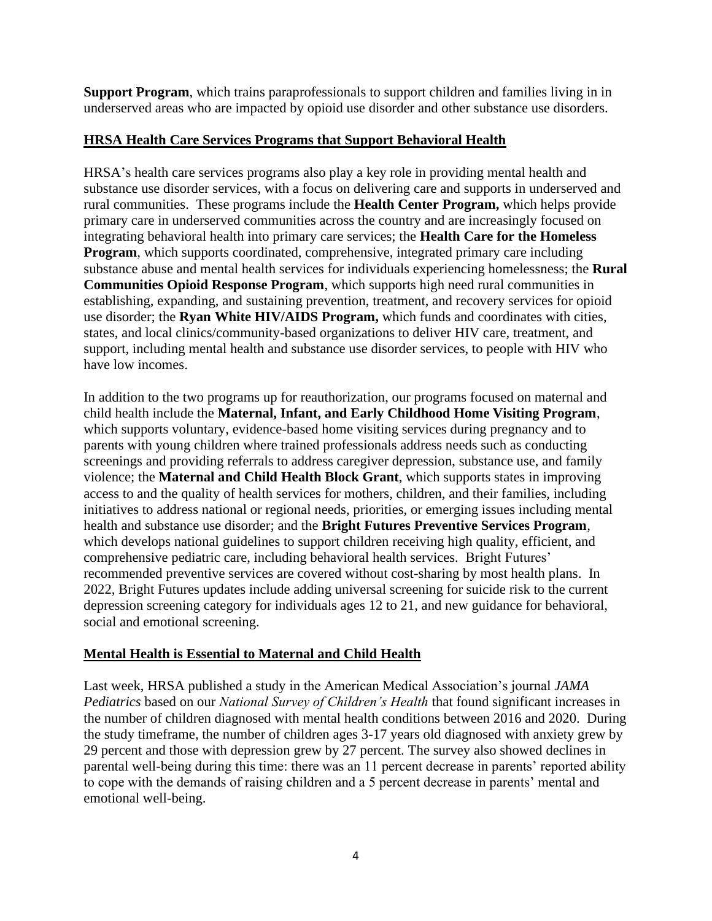**Support Program**, which trains paraprofessionals to support children and families living in in underserved areas who are impacted by opioid use disorder and other substance use disorders.

## HRSA Health Care Services Programs that Support Behavioral Health

HRSA's health care services programs also play a key role in providing mental health and substance use disorder services, with a focus on delivering care and supports in underserved and rural communities. These programs include the **Health Center Program,** which helps provide primary care in underserved communities across the country and are increasingly focused on integrating behavioral health into primary care services; the **Health Care for the Homeless Program**, which supports coordinated, comprehensive, integrated primary care including substance abuse and mental health services for individuals experiencing homelessness; the **Rural Communities Opioid Response Program**, which supports high need rural communities in establishing, expanding, and sustaining prevention, treatment, and recovery services for opioid use disorder; the **Ryan White HIV/AIDS Program,** which funds and coordinates with cities, states, and local clinics/community-based organizations to deliver HIV care, treatment, and support, including mental health and substance use disorder services, to people with HIV who have low incomes.

In addition to the two programs up for reauthorization, our programs focused on maternal and child health include the **Maternal, Infant, and Early Childhood Home Visiting Program**, which supports voluntary, evidence-based home visiting services during pregnancy and to parents with young children where trained professionals address needs such as conducting screenings and providing referrals to address caregiver depression, substance use, and family violence; the **Maternal and Child Health Block Grant**, which supports states in improving access to and the quality of health services for mothers, children, and their families, including initiatives to address national or regional needs, priorities, or emerging issues including mental health and substance use disorder; and the **Bright Futures Preventive Services Program**, which develops national guidelines to support children receiving high quality, efficient, and comprehensive pediatric care, including behavioral health services. Bright Futures' recommended preventive services are covered without cost-sharing by most health plans. In 2022, Bright Futures updates include adding universal screening for suicide risk to the current depression screening category for individuals ages 12 to 21, and new guidance for behavioral, social and emotional screening.

## Mental Health is Essential to Maternal and Child Health

Last week, HRSA published a study in the American Medical Association's journal *JAMA Pediatrics* based on our *National Survey of Children's Health* that found significant increases in the number of children diagnosed with mental health conditions between 2016 and 2020. During the study timeframe, the number of children ages 3-17 years old diagnosed with anxiety grew by 29 percent and those with depression grew by 27 percent. The survey also showed declines in parental well-being during this time: there was an 11 percent decrease in parents' reported ability to cope with the demands of raising children and a 5 percent decrease in parents' mental and emotional well-being.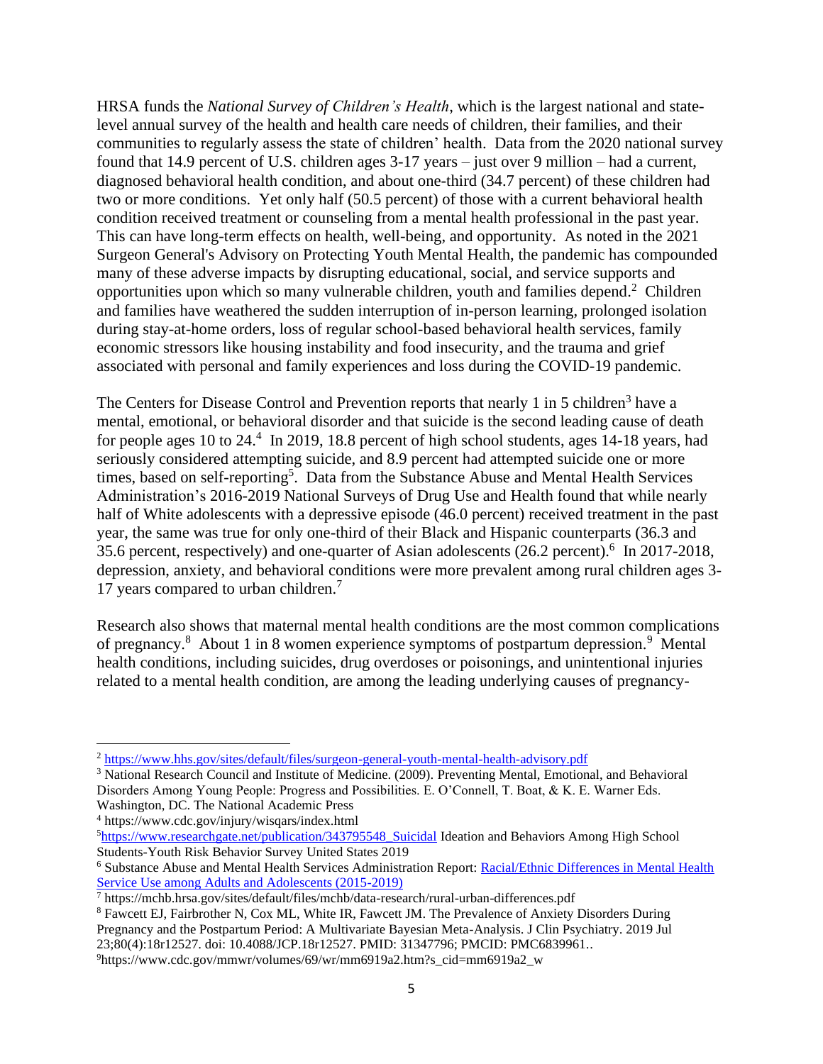HRSA funds the *National Survey of Children's Health*, which is the largest national and state-level annual survey of the health and health care needs of children, their families, and their communities to regularly assess the state of children' health. Data from the 2020 national survey found that 14.9 percent of U.S. children ages 3-17 years – just over 9 million – had a current, diagnosed behavioral health condition, and about one-third (34.7 percent) of these children had two or more conditions. Yet only half (50.5 percent) of those with a current behavioral health condition received treatment or counseling from a mental health professional in the past year. This can have long-term effects on health, well-being, and opportunity. As noted in the 2021 Surgeon General's Advisory on Protecting Youth Mental Health, the pandemic has compounded many of these adverse impacts by disrupting educational, social, and service supports and opportunities upon which so many vulnerable children, youth and families depend.[2] Children and families have weathered the sudden interruption of in-person learning, prolonged isolation during stay-at-home orders, loss of regular school-based behavioral health services, family economic stressors like housing instability and food insecurity, and the trauma and grief associated with personal and family experiences and loss during the COVID-19 pandemic.

The Centers for Disease Control and Prevention reports that nearly 1 in 5 children[3] have a mental, emotional, or behavioral disorder and that suicide is the second leading cause of death for people ages 10 to 24.[4] In 2019, 18.8 percent of high school students, ages 14-18 years, had seriously considered attempting suicide, and 8.9 percent had attempted suicide one or more times, based on self-reporting[5]. Data from the Substance Abuse and Mental Health Services Administration's 2016-2019 National Surveys of Drug Use and Health found that while nearly half of White adolescents with a depressive episode (46.0 percent) received treatment in the past year, the same was true for only one-third of their Black and Hispanic counterparts (36.3 and 35.6 percent, respectively) and one-quarter of Asian adolescents (26.2 percent).[6] In 2017-2018, depression, anxiety, and behavioral conditions were more prevalent among rural children ages 3-17 years compared to urban children.[7]

Research also shows that maternal mental health conditions are the most common complications of pregnancy.[8] About 1 in 8 women experience symptoms of postpartum depression.[9] Mental health conditions, including suicides, drug overdoses or poisonings, and unintentional injuries related to a mental health condition, are among the leading underlying causes of pregnancy-

---

[2] https://www.hhs.gov/sites/default/files/surgeon-general-youth-mental-health-advisory.pdf

[3] National Research Council and Institute of Medicine. (2009). Preventing Mental, Emotional, and Behavioral Disorders Among Young People: Progress and Possibilities. E. O'Connell, T. Boat, & K. E. Warner Eds. Washington, DC. The National Academic Press

[4] https://www.cdc.gov/injury/wisqars/index.html

[5] https://www.researchgate.net/publication/343795548_Suicidal Ideation and Behaviors Among High School Students-Youth Risk Behavior Survey United States 2019

[6] Substance Abuse and Mental Health Services Administration Report: Racial/Ethnic Differences in Mental Health Service Use among Adults and Adolescents (2015-2019)

[7] https://mchb.hrsa.gov/sites/default/files/mchb/data-research/rural-urban-differences.pdf

[8] Fawcett EJ, Fairbrother N, Cox ML, White IR, Fawcett JM. The Prevalence of Anxiety Disorders During Pregnancy and the Postpartum Period: A Multivariate Bayesian Meta-Analysis. J Clin Psychiatry. 2019 Jul 23;80(4):18r12527. doi: 10.4088/JCP.18r12527. PMID: 31347796; PMCID: PMC6839961..

[9] https://www.cdc.gov/mmwr/volumes/69/wr/mm6919a2.htm?s_cid=mm6919a2_w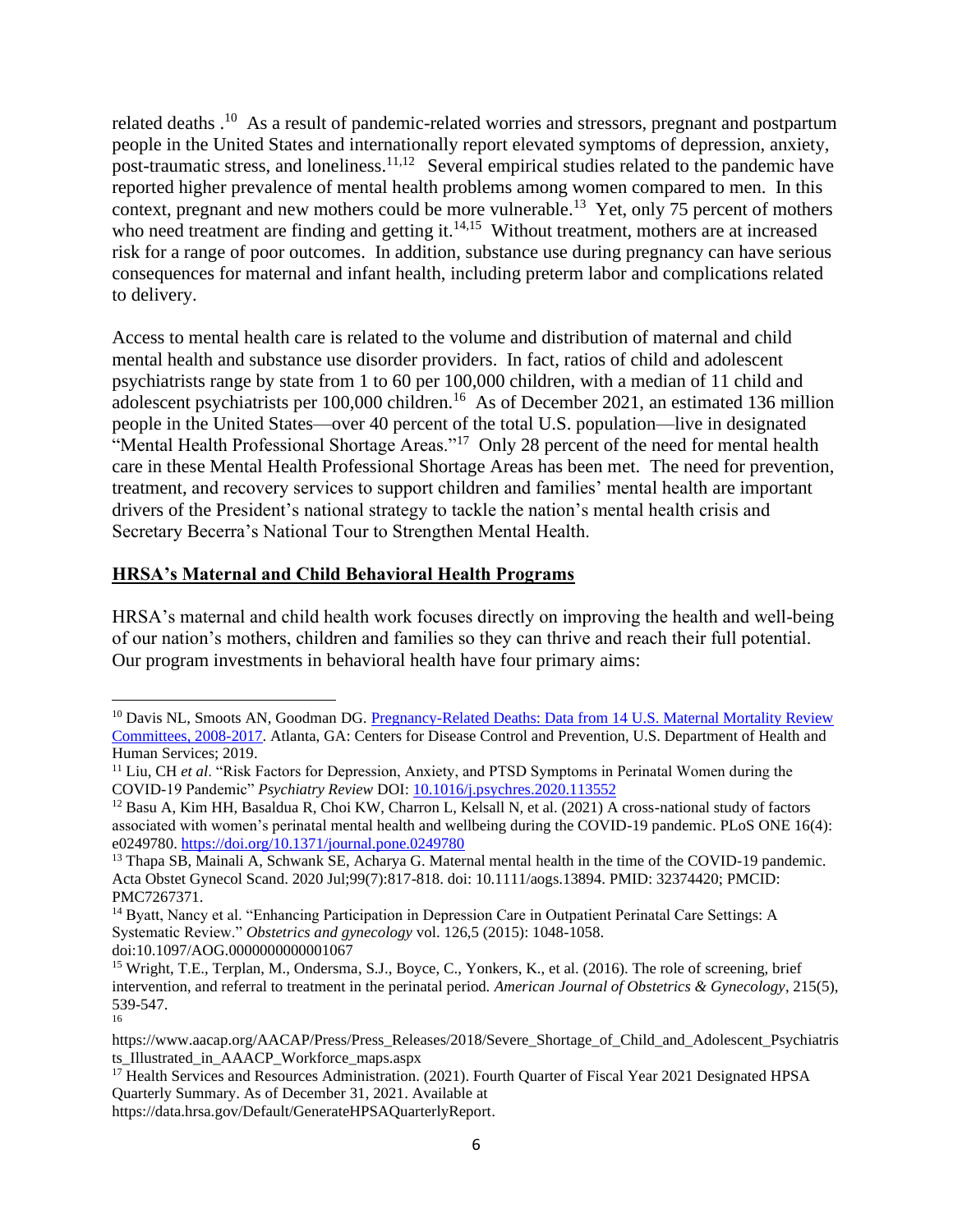related deaths .[10] As a result of pandemic-related worries and stressors, pregnant and postpartum people in the United States and internationally report elevated symptoms of depression, anxiety, post-traumatic stress, and loneliness.[11,12] Several empirical studies related to the pandemic have reported higher prevalence of mental health problems among women compared to men. In this context, pregnant and new mothers could be more vulnerable.[13] Yet, only 75 percent of mothers who need treatment are finding and getting it.[14,15] Without treatment, mothers are at increased risk for a range of poor outcomes. In addition, substance use during pregnancy can have serious consequences for maternal and infant health, including preterm labor and complications related to delivery.

Access to mental health care is related to the volume and distribution of maternal and child mental health and substance use disorder providers. In fact, ratios of child and adolescent psychiatrists range by state from 1 to 60 per 100,000 children, with a median of 11 child and adolescent psychiatrists per 100,000 children.[16] As of December 2021, an estimated 136 million people in the United States—over 40 percent of the total U.S. population—live in designated "Mental Health Professional Shortage Areas."[17] Only 28 percent of the need for mental health care in these Mental Health Professional Shortage Areas has been met. The need for prevention, treatment, and recovery services to support children and families' mental health are important drivers of the President's national strategy to tackle the nation's mental health crisis and Secretary Becerra's National Tour to Strengthen Mental Health.

**HRSA's Maternal and Child Behavioral Health Programs**

HRSA's maternal and child health work focuses directly on improving the health and well-being of our nation's mothers, children and families so they can thrive and reach their full potential. Our program investments in behavioral health have four primary aims:

---

[10] Davis NL, Smoots AN, Goodman DG. Pregnancy-Related Deaths: Data from 14 U.S. Maternal Mortality Review Committees, 2008-2017. Atlanta, GA: Centers for Disease Control and Prevention, U.S. Department of Health and Human Services; 2019.

[11] Liu, CH *et al*. "Risk Factors for Depression, Anxiety, and PTSD Symptoms in Perinatal Women during the COVID-19 Pandemic" *Psychiatry Review* DOI: 10.1016/j.psychres.2020.113552

[12] Basu A, Kim HH, Basaldua R, Choi KW, Charron L, Kelsall N, et al. (2021) A cross-national study of factors associated with women's perinatal mental health and wellbeing during the COVID-19 pandemic. PLoS ONE 16(4): e0249780. https://doi.org/10.1371/journal.pone.0249780

[13] Thapa SB, Mainali A, Schwank SE, Acharya G. Maternal mental health in the time of the COVID-19 pandemic. Acta Obstet Gynecol Scand. 2020 Jul;99(7):817-818. doi: 10.1111/aogs.13894. PMID: 32374420; PMCID: PMC7267371.

[14] Byatt, Nancy et al. "Enhancing Participation in Depression Care in Outpatient Perinatal Care Settings: A Systematic Review." *Obstetrics and gynecology* vol. 126,5 (2015): 1048-1058. doi:10.1097/AOG.0000000000001067

[15] Wright, T.E., Terplan, M., Ondersma, S.J., Boyce, C., Yonkers, K., et al. (2016). The role of screening, brief intervention, and referral to treatment in the perinatal period. *American Journal of Obstetrics & Gynecology*, 215(5), 539-547.

[16] https://www.aacap.org/AACAP/Press/Press_Releases/2018/Severe_Shortage_of_Child_and_Adolescent_Psychiatrists_Illustrated_in_AAACP_Workforce_maps.aspx

[17] Health Services and Resources Administration. (2021). Fourth Quarter of Fiscal Year 2021 Designated HPSA Quarterly Summary. As of December 31, 2021. Available at https://data.hrsa.gov/Default/GenerateHPSAQuarterlyReport.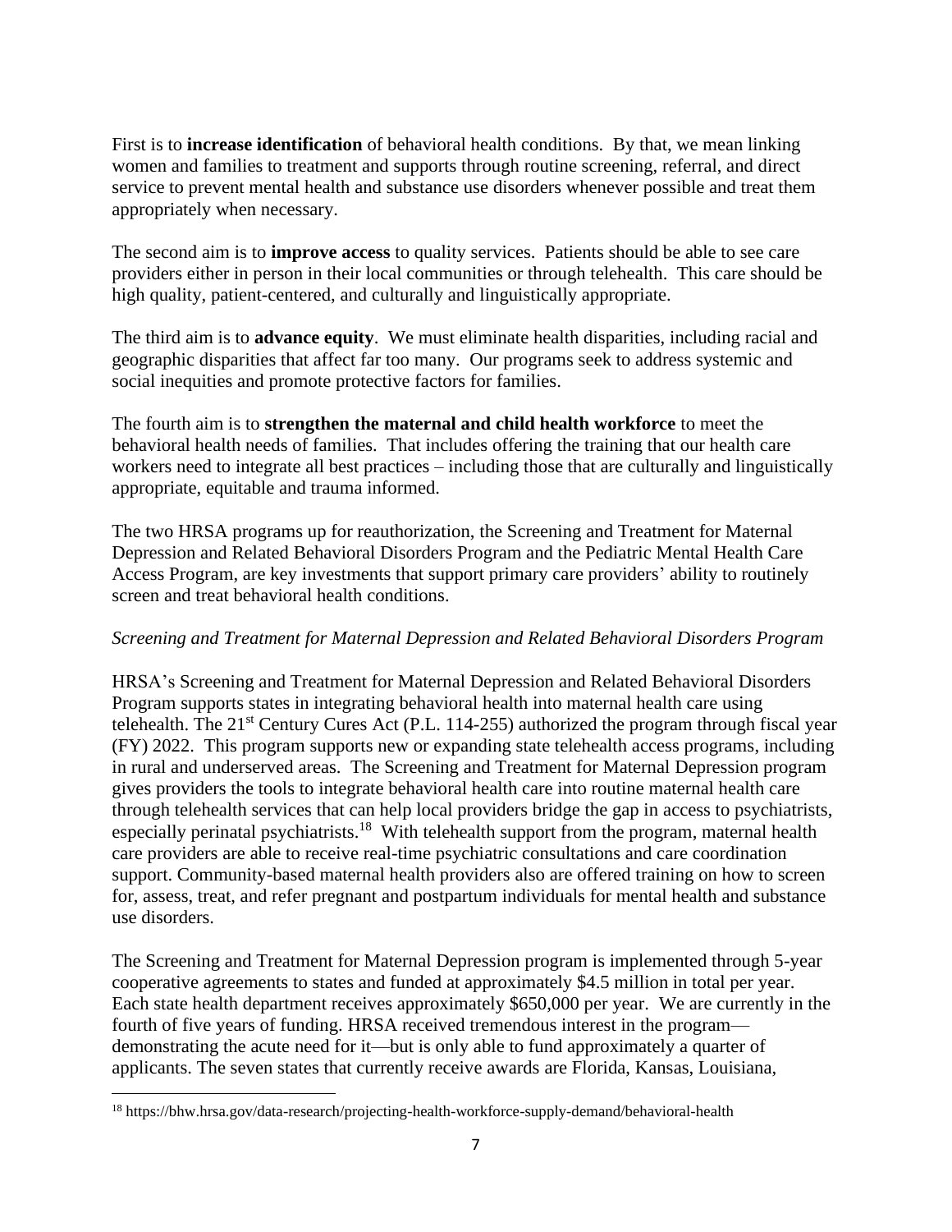First is to **increase identification** of behavioral health conditions. By that, we mean linking women and families to treatment and supports through routine screening, referral, and direct service to prevent mental health and substance use disorders whenever possible and treat them appropriately when necessary.

The second aim is to **improve access** to quality services. Patients should be able to see care providers either in person in their local communities or through telehealth. This care should be high quality, patient-centered, and culturally and linguistically appropriate.

The third aim is to **advance equity**. We must eliminate health disparities, including racial and geographic disparities that affect far too many. Our programs seek to address systemic and social inequities and promote protective factors for families.

The fourth aim is to **strengthen the maternal and child health workforce** to meet the behavioral health needs of families. That includes offering the training that our health care workers need to integrate all best practices – including those that are culturally and linguistically appropriate, equitable and trauma informed.

The two HRSA programs up for reauthorization, the Screening and Treatment for Maternal Depression and Related Behavioral Disorders Program and the Pediatric Mental Health Care Access Program, are key investments that support primary care providers' ability to routinely screen and treat behavioral health conditions.

*Screening and Treatment for Maternal Depression and Related Behavioral Disorders Program*

HRSA's Screening and Treatment for Maternal Depression and Related Behavioral Disorders Program supports states in integrating behavioral health into maternal health care using telehealth. The 21st Century Cures Act (P.L. 114-255) authorized the program through fiscal year (FY) 2022. This program supports new or expanding state telehealth access programs, including in rural and underserved areas. The Screening and Treatment for Maternal Depression program gives providers the tools to integrate behavioral health care into routine maternal health care through telehealth services that can help local providers bridge the gap in access to psychiatrists, especially perinatal psychiatrists.[18] With telehealth support from the program, maternal health care providers are able to receive real-time psychiatric consultations and care coordination support. Community-based maternal health providers also are offered training on how to screen for, assess, treat, and refer pregnant and postpartum individuals for mental health and substance use disorders.

The Screening and Treatment for Maternal Depression program is implemented through 5-year cooperative agreements to states and funded at approximately $4.5 million in total per year. Each state health department receives approximately $650,000 per year. We are currently in the fourth of five years of funding. HRSA received tremendous interest in the program—demonstrating the acute need for it—but is only able to fund approximately a quarter of applicants. The seven states that currently receive awards are Florida, Kansas, Louisiana,

[18] https://bhw.hrsa.gov/data-research/projecting-health-workforce-supply-demand/behavioral-health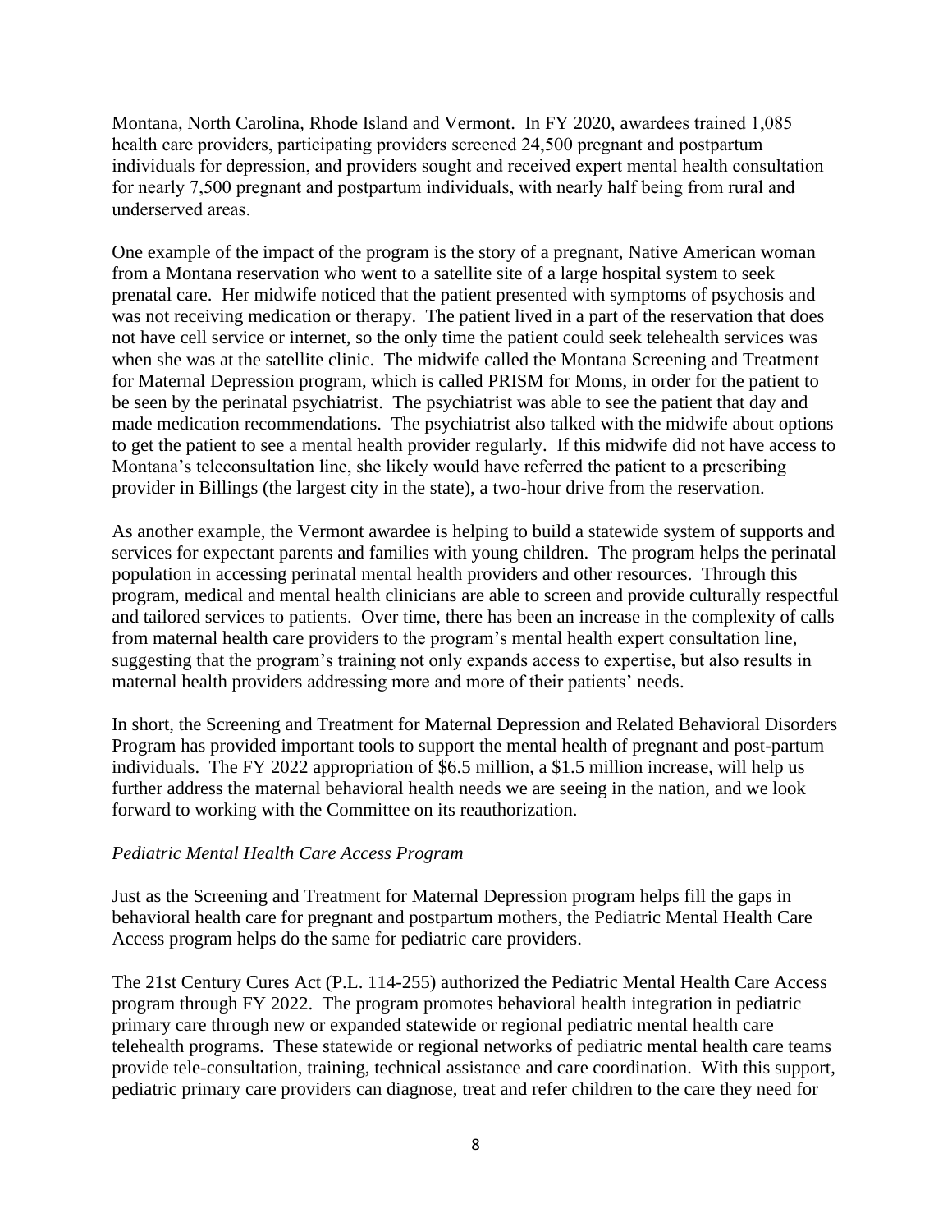Montana, North Carolina, Rhode Island and Vermont. In FY 2020, awardees trained 1,085 health care providers, participating providers screened 24,500 pregnant and postpartum individuals for depression, and providers sought and received expert mental health consultation for nearly 7,500 pregnant and postpartum individuals, with nearly half being from rural and underserved areas.

One example of the impact of the program is the story of a pregnant, Native American woman from a Montana reservation who went to a satellite site of a large hospital system to seek prenatal care. Her midwife noticed that the patient presented with symptoms of psychosis and was not receiving medication or therapy. The patient lived in a part of the reservation that does not have cell service or internet, so the only time the patient could seek telehealth services was when she was at the satellite clinic. The midwife called the Montana Screening and Treatment for Maternal Depression program, which is called PRISM for Moms, in order for the patient to be seen by the perinatal psychiatrist. The psychiatrist was able to see the patient that day and made medication recommendations. The psychiatrist also talked with the midwife about options to get the patient to see a mental health provider regularly. If this midwife did not have access to Montana's teleconsultation line, she likely would have referred the patient to a prescribing provider in Billings (the largest city in the state), a two-hour drive from the reservation.

As another example, the Vermont awardee is helping to build a statewide system of supports and services for expectant parents and families with young children. The program helps the perinatal population in accessing perinatal mental health providers and other resources. Through this program, medical and mental health clinicians are able to screen and provide culturally respectful and tailored services to patients. Over time, there has been an increase in the complexity of calls from maternal health care providers to the program's mental health expert consultation line, suggesting that the program's training not only expands access to expertise, but also results in maternal health providers addressing more and more of their patients' needs.

In short, the Screening and Treatment for Maternal Depression and Related Behavioral Disorders Program has provided important tools to support the mental health of pregnant and post-partum individuals. The FY 2022 appropriation of $6.5 million, a $1.5 million increase, will help us further address the maternal behavioral health needs we are seeing in the nation, and we look forward to working with the Committee on its reauthorization.

*Pediatric Mental Health Care Access Program*

Just as the Screening and Treatment for Maternal Depression program helps fill the gaps in behavioral health care for pregnant and postpartum mothers, the Pediatric Mental Health Care Access program helps do the same for pediatric care providers.

The 21st Century Cures Act (P.L. 114-255) authorized the Pediatric Mental Health Care Access program through FY 2022. The program promotes behavioral health integration in pediatric primary care through new or expanded statewide or regional pediatric mental health care telehealth programs. These statewide or regional networks of pediatric mental health care teams provide tele-consultation, training, technical assistance and care coordination. With this support, pediatric primary care providers can diagnose, treat and refer children to the care they need for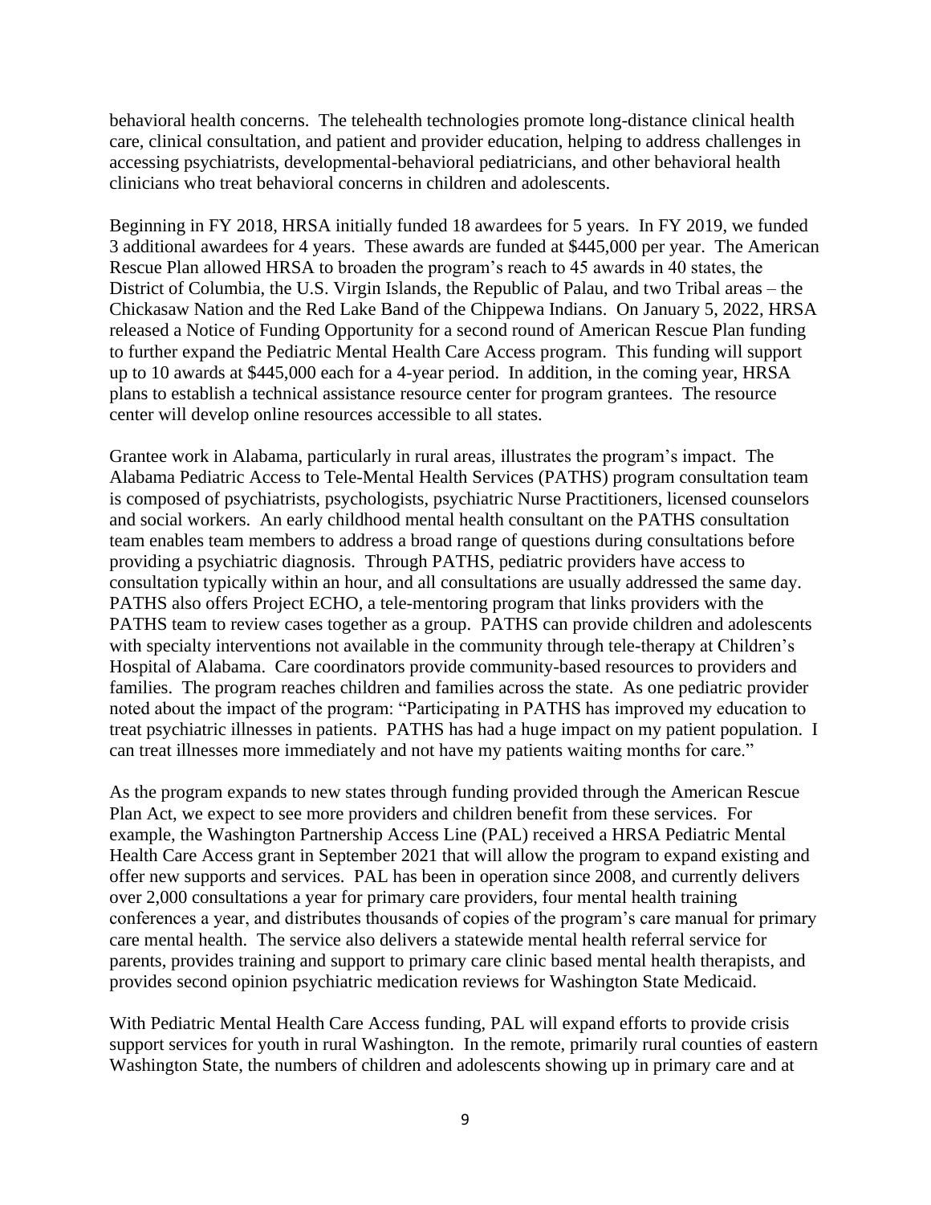behavioral health concerns. The telehealth technologies promote long-distance clinical health care, clinical consultation, and patient and provider education, helping to address challenges in accessing psychiatrists, developmental-behavioral pediatricians, and other behavioral health clinicians who treat behavioral concerns in children and adolescents.

Beginning in FY 2018, HRSA initially funded 18 awardees for 5 years. In FY 2019, we funded 3 additional awardees for 4 years. These awards are funded at $445,000 per year. The American Rescue Plan allowed HRSA to broaden the program's reach to 45 awards in 40 states, the District of Columbia, the U.S. Virgin Islands, the Republic of Palau, and two Tribal areas – the Chickasaw Nation and the Red Lake Band of the Chippewa Indians. On January 5, 2022, HRSA released a Notice of Funding Opportunity for a second round of American Rescue Plan funding to further expand the Pediatric Mental Health Care Access program. This funding will support up to 10 awards at $445,000 each for a 4-year period. In addition, in the coming year, HRSA plans to establish a technical assistance resource center for program grantees. The resource center will develop online resources accessible to all states.

Grantee work in Alabama, particularly in rural areas, illustrates the program's impact. The Alabama Pediatric Access to Tele-Mental Health Services (PATHS) program consultation team is composed of psychiatrists, psychologists, psychiatric Nurse Practitioners, licensed counselors and social workers. An early childhood mental health consultant on the PATHS consultation team enables team members to address a broad range of questions during consultations before providing a psychiatric diagnosis. Through PATHS, pediatric providers have access to consultation typically within an hour, and all consultations are usually addressed the same day. PATHS also offers Project ECHO, a tele-mentoring program that links providers with the PATHS team to review cases together as a group. PATHS can provide children and adolescents with specialty interventions not available in the community through tele-therapy at Children's Hospital of Alabama. Care coordinators provide community-based resources to providers and families. The program reaches children and families across the state. As one pediatric provider noted about the impact of the program: "Participating in PATHS has improved my education to treat psychiatric illnesses in patients. PATHS has had a huge impact on my patient population. I can treat illnesses more immediately and not have my patients waiting months for care."

As the program expands to new states through funding provided through the American Rescue Plan Act, we expect to see more providers and children benefit from these services. For example, the Washington Partnership Access Line (PAL) received a HRSA Pediatric Mental Health Care Access grant in September 2021 that will allow the program to expand existing and offer new supports and services. PAL has been in operation since 2008, and currently delivers over 2,000 consultations a year for primary care providers, four mental health training conferences a year, and distributes thousands of copies of the program's care manual for primary care mental health. The service also delivers a statewide mental health referral service for parents, provides training and support to primary care clinic based mental health therapists, and provides second opinion psychiatric medication reviews for Washington State Medicaid.

With Pediatric Mental Health Care Access funding, PAL will expand efforts to provide crisis support services for youth in rural Washington. In the remote, primarily rural counties of eastern Washington State, the numbers of children and adolescents showing up in primary care and at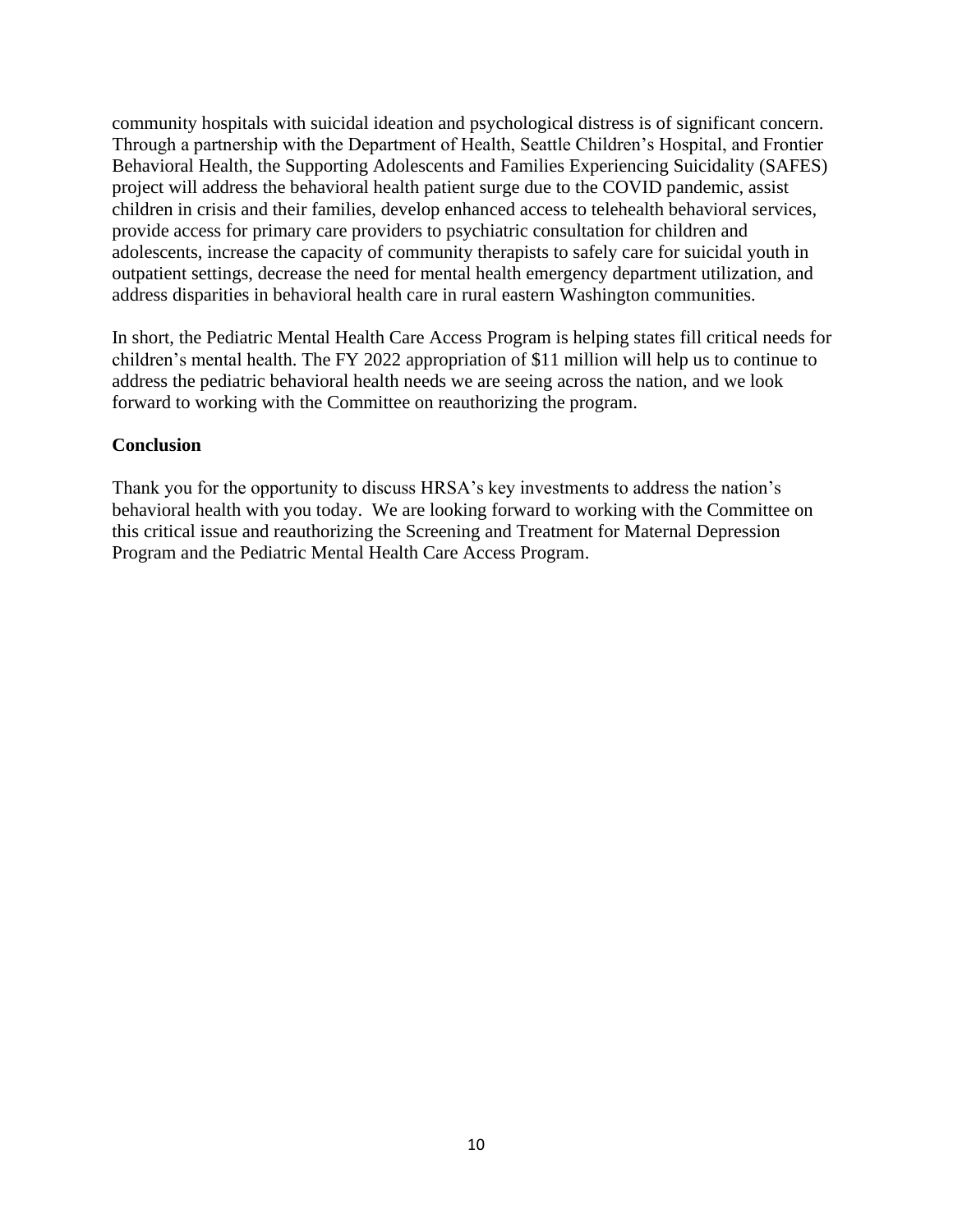community hospitals with suicidal ideation and psychological distress is of significant concern. Through a partnership with the Department of Health, Seattle Children's Hospital, and Frontier Behavioral Health, the Supporting Adolescents and Families Experiencing Suicidality (SAFES) project will address the behavioral health patient surge due to the COVID pandemic, assist children in crisis and their families, develop enhanced access to telehealth behavioral services, provide access for primary care providers to psychiatric consultation for children and adolescents, increase the capacity of community therapists to safely care for suicidal youth in outpatient settings, decrease the need for mental health emergency department utilization, and address disparities in behavioral health care in rural eastern Washington communities.

In short, the Pediatric Mental Health Care Access Program is helping states fill critical needs for children's mental health. The FY 2022 appropriation of $11 million will help us to continue to address the pediatric behavioral health needs we are seeing across the nation, and we look forward to working with the Committee on reauthorizing the program.

**Conclusion**

Thank you for the opportunity to discuss HRSA's key investments to address the nation's behavioral health with you today. We are looking forward to working with the Committee on this critical issue and reauthorizing the Screening and Treatment for Maternal Depression Program and the Pediatric Mental Health Care Access Program.